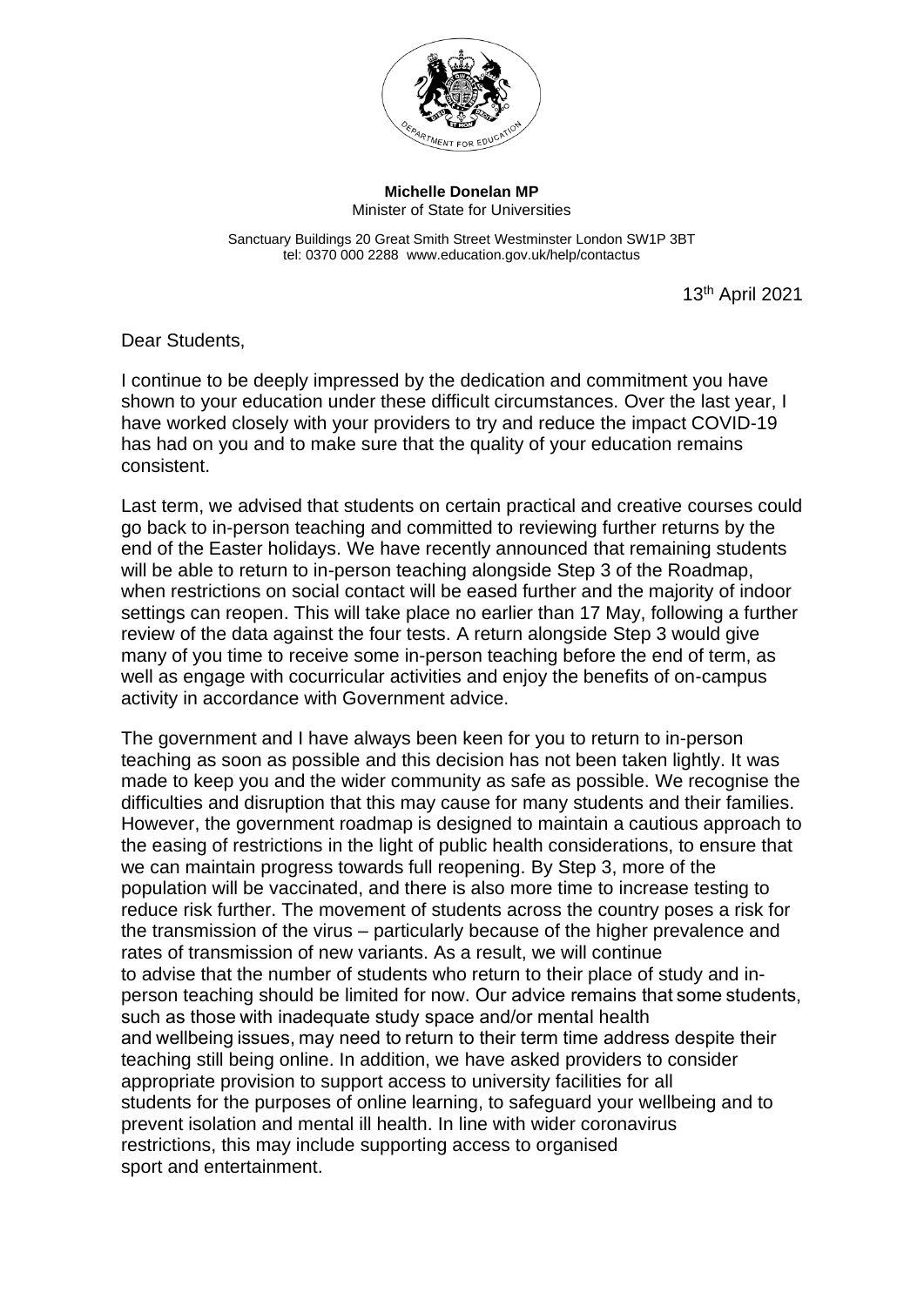**Michelle Donelan MP**
Minister of State for Universities

Sanctuary Buildings 20 Great Smith Street Westminster London SW1P 3BT
tel: 0370 000 2288 www.education.gov.uk/help/contactus

13th April 2021

Dear Students,

I continue to be deeply impressed by the dedication and commitment you have shown to your education under these difficult circumstances. Over the last year, I have worked closely with your providers to try and reduce the impact COVID-19 has had on you and to make sure that the quality of your education remains consistent.

Last term, we advised that students on certain practical and creative courses could go back to in-person teaching and committed to reviewing further returns by the end of the Easter holidays. We have recently announced that remaining students will be able to return to in-person teaching alongside Step 3 of the Roadmap, when restrictions on social contact will be eased further and the majority of indoor settings can reopen. This will take place no earlier than 17 May, following a further review of the data against the four tests. A return alongside Step 3 would give many of you time to receive some in-person teaching before the end of term, as well as engage with cocurricular activities and enjoy the benefits of on-campus activity in accordance with Government advice.

The government and I have always been keen for you to return to in-person teaching as soon as possible and this decision has not been taken lightly. It was made to keep you and the wider community as safe as possible. We recognise the difficulties and disruption that this may cause for many students and their families. However, the government roadmap is designed to maintain a cautious approach to the easing of restrictions in the light of public health considerations, to ensure that we can maintain progress towards full reopening. By Step 3, more of the population will be vaccinated, and there is also more time to increase testing to reduce risk further. The movement of students across the country poses a risk for the transmission of the virus – particularly because of the higher prevalence and rates of transmission of new variants. As a result, we will continue to advise that the number of students who return to their place of study and in-person teaching should be limited for now. Our advice remains that some students, such as those with inadequate study space and/or mental health and wellbeing issues, may need to return to their term time address despite their teaching still being online. In addition, we have asked providers to consider appropriate provision to support access to university facilities for all students for the purposes of online learning, to safeguard your wellbeing and to prevent isolation and mental ill health. In line with wider coronavirus restrictions, this may include supporting access to organised sport and entertainment.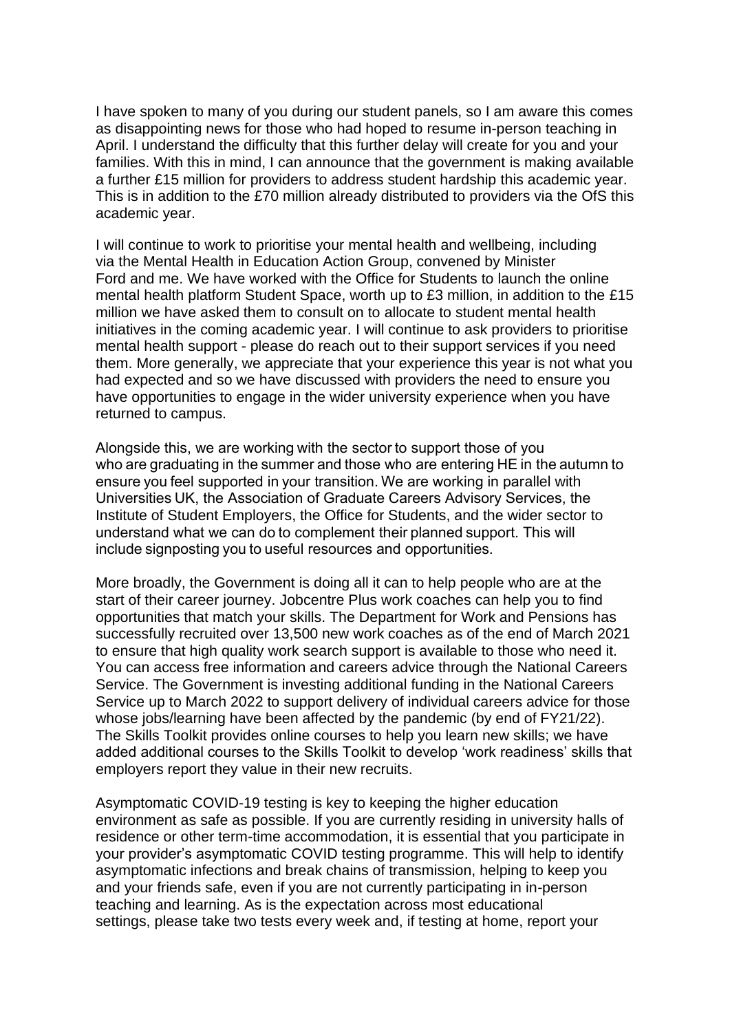I have spoken to many of you during our student panels, so I am aware this comes as disappointing news for those who had hoped to resume in-person teaching in April. I understand the difficulty that this further delay will create for you and your families. With this in mind, I can announce that the government is making available a further £15 million for providers to address student hardship this academic year. This is in addition to the £70 million already distributed to providers via the OfS this academic year.

I will continue to work to prioritise your mental health and wellbeing, including via the Mental Health in Education Action Group, convened by Minister Ford and me. We have worked with the Office for Students to launch the online mental health platform Student Space, worth up to £3 million, in addition to the £15 million we have asked them to consult on to allocate to student mental health initiatives in the coming academic year. I will continue to ask providers to prioritise mental health support - please do reach out to their support services if you need them. More generally, we appreciate that your experience this year is not what you had expected and so we have discussed with providers the need to ensure you have opportunities to engage in the wider university experience when you have returned to campus.

Alongside this, we are working with the sector to support those of you who are graduating in the summer and those who are entering HE in the autumn to ensure you feel supported in your transition. We are working in parallel with Universities UK, the Association of Graduate Careers Advisory Services, the Institute of Student Employers, the Office for Students, and the wider sector to understand what we can do to complement their planned support. This will include signposting you to useful resources and opportunities.

More broadly, the Government is doing all it can to help people who are at the start of their career journey. Jobcentre Plus work coaches can help you to find opportunities that match your skills. The Department for Work and Pensions has successfully recruited over 13,500 new work coaches as of the end of March 2021 to ensure that high quality work search support is available to those who need it. You can access free information and careers advice through the National Careers Service. The Government is investing additional funding in the National Careers Service up to March 2022 to support delivery of individual careers advice for those whose jobs/learning have been affected by the pandemic (by end of FY21/22). The Skills Toolkit provides online courses to help you learn new skills; we have added additional courses to the Skills Toolkit to develop 'work readiness' skills that employers report they value in their new recruits.

Asymptomatic COVID-19 testing is key to keeping the higher education environment as safe as possible. If you are currently residing in university halls of residence or other term-time accommodation, it is essential that you participate in your provider's asymptomatic COVID testing programme. This will help to identify asymptomatic infections and break chains of transmission, helping to keep you and your friends safe, even if you are not currently participating in in-person teaching and learning. As is the expectation across most educational settings, please take two tests every week and, if testing at home, report your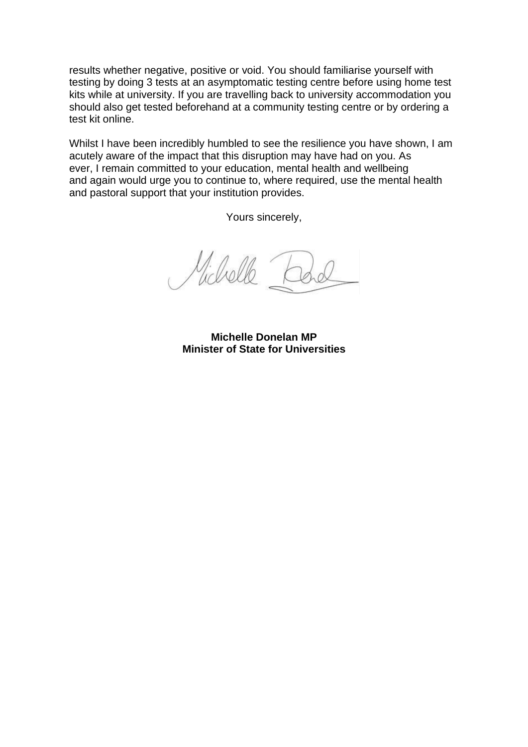results whether negative, positive or void. You should familiarise yourself with testing by doing 3 tests at an asymptomatic testing centre before using home test kits while at university. If you are travelling back to university accommodation you should also get tested beforehand at a community testing centre or by ordering a test kit online.

Whilst I have been incredibly humbled to see the resilience you have shown, I am acutely aware of the impact that this disruption may have had on you. As ever, I remain committed to your education, mental health and wellbeing and again would urge you to continue to, where required, use the mental health and pastoral support that your institution provides.

Yours sincerely,

**Michelle Donelan MP**
**Minister of State for Universities**